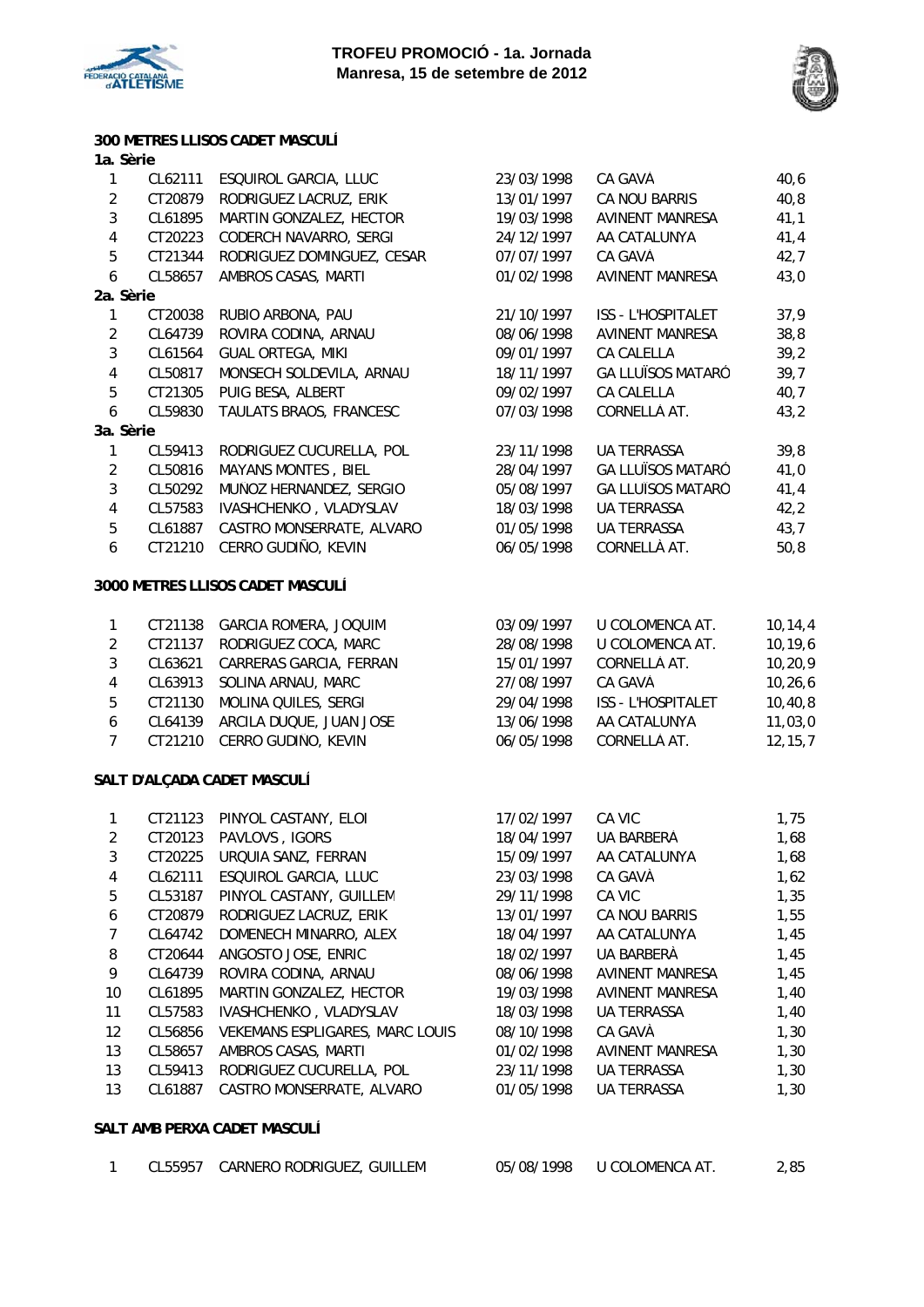**TROFEU PROMOCIÓ - 1a. Jornada**
**Manresa, 15 de setembre de 2012**

## 300 METRES LLISOS CADET MASCULÍ

**1a. Sèrie**

| | | | | | |
|---|---|---|---|---|---|
| 1 | CL62111 | ESQUIROL GARCIA, LLUC | 23/03/1998 | CA GAVÀ | 40,6 |
| 2 | CT20879 | RODRIGUEZ LACRUZ, ERIK | 13/01/1997 | CA NOU BARRIS | 40,8 |
| 3 | CL61895 | MARTIN GONZALEZ, HECTOR | 19/03/1998 | AVINENT MANRESA | 41,1 |
| 4 | CT20223 | CODERCH NAVARRO, SERGI | 24/12/1997 | AA CATALUNYA | 41,4 |
| 5 | CT21344 | RODRIGUEZ DOMINGUEZ, CESAR | 07/07/1997 | CA GAVÀ | 42,7 |
| 6 | CL58657 | AMBROS CASAS, MARTI | 01/02/1998 | AVINENT MANRESA | 43,0 |

**2a. Sèrie**

| | | | | | |
|---|---|---|---|---|---|
| 1 | CT20038 | RUBIO ARBONA, PAU | 21/10/1997 | ISS - L'HOSPITALET | 37,9 |
| 2 | CL64739 | ROVIRA CODINA, ARNAU | 08/06/1998 | AVINENT MANRESA | 38,8 |
| 3 | CL61564 | GUAL ORTEGA, MIKI | 09/01/1997 | CA CALELLA | 39,2 |
| 4 | CL50817 | MONSECH SOLDEVILA, ARNAU | 18/11/1997 | GA LLUÏSOS MATARÓ | 39,7 |
| 5 | CT21305 | PUIG BESA, ALBERT | 09/02/1997 | CA CALELLA | 40,7 |
| 6 | CL59830 | TAULATS BRAOS, FRANCESC | 07/03/1998 | CORNELLÀ AT. | 43,2 |

**3a. Sèrie**

| | | | | | |
|---|---|---|---|---|---|
| 1 | CL59413 | RODRIGUEZ CUCURELLA, POL | 23/11/1998 | UA TERRASSA | 39,8 |
| 2 | CL50816 | MAYANS MONTES , BIEL | 28/04/1997 | GA LLUÏSOS MATARÓ | 41,0 |
| 3 | CL50292 | MUNOZ HERNANDEZ, SERGIO | 05/08/1997 | GA LLUISOS MATARO | 41,4 |
| 4 | CL57583 | IVASHCHENKO , VLADYSLAV | 18/03/1998 | UA TERRASSA | 42,2 |
| 5 | CL61887 | CASTRO MONSERRATE, ALVARO | 01/05/1998 | UA TERRASSA | 43,7 |
| 6 | CT21210 | CERRO GUDIÑO, KEVIN | 06/05/1998 | CORNELLÀ AT. | 50,8 |

## 3000 METRES LLISOS CADET MASCULÍ

| | | | | | |
|---|---|---|---|---|---|
| 1 | CT21138 | GARCIA ROMERA, JOQUIM | 03/09/1997 | U COLOMENCA AT. | 10,14,4 |
| 2 | CT21137 | RODRIGUEZ COCA, MARC | 28/08/1998 | U COLOMENCA AT. | 10,19,6 |
| 3 | CL63621 | CARRERAS GARCIA, FERRAN | 15/01/1997 | CORNELLÀ AT. | 10,20,9 |
| 4 | CL63913 | SOLINA ARNAU, MARC | 27/08/1997 | CA GAVÀ | 10,26,6 |
| 5 | CT21130 | MOLINA QUILES, SERGI | 29/04/1998 | ISS - L'HOSPITALET | 10,40,8 |
| 6 | CL64139 | ARCILA DUQUE, JUAN JOSE | 13/06/1998 | AA CATALUNYA | 11,03,0 |
| 7 | CT21210 | CERRO GUDINO, KEVIN | 06/05/1998 | CORNELLÀ AT. | 12,15,7 |

## SALT D'ALÇADA CADET MASCULÍ

| | | | | | |
|---|---|---|---|---|---|
| 1 | CT21123 | PINYOL CASTANY, ELOI | 17/02/1997 | CA VIC | 1,75 |
| 2 | CT20123 | PAVLOVS , IGORS | 18/04/1997 | UA BARBERÀ | 1,68 |
| 3 | CT20225 | URQUIA SANZ, FERRAN | 15/09/1997 | AA CATALUNYA | 1,68 |
| 4 | CL62111 | ESQUIROL GARCIA, LLUC | 23/03/1998 | CA GAVÀ | 1,62 |
| 5 | CL53187 | PINYOL CASTANY, GUILLEM | 29/11/1998 | CA VIC | 1,35 |
| 6 | CT20879 | RODRIGUEZ LACRUZ, ERIK | 13/01/1997 | CA NOU BARRIS | 1,55 |
| 7 | CL64742 | DOMENECH MINARRO, ALEX | 18/04/1997 | AA CATALUNYA | 1,45 |
| 8 | CT20644 | ANGOSTO JOSE, ENRIC | 18/02/1997 | UA BARBERÀ | 1,45 |
| 9 | CL64739 | ROVIRA CODINA, ARNAU | 08/06/1998 | AVINENT MANRESA | 1,45 |
| 10 | CL61895 | MARTIN GONZALEZ, HECTOR | 19/03/1998 | AVINENT MANRESA | 1,40 |
| 11 | CL57583 | IVASHCHENKO , VLADYSLAV | 18/03/1998 | UA TERRASSA | 1,40 |
| 12 | CL56856 | VEKEMANS ESPLIGARES, MARC LOUIS | 08/10/1998 | CA GAVÀ | 1,30 |
| 13 | CL58657 | AMBROS CASAS, MARTI | 01/02/1998 | AVINENT MANRESA | 1,30 |
| 13 | CL59413 | RODRIGUEZ CUCURELLA, POL | 23/11/1998 | UA TERRASSA | 1,30 |
| 13 | CL61887 | CASTRO MONSERRATE, ALVARO | 01/05/1998 | UA TERRASSA | 1,30 |

## SALT AMB PERXA CADET MASCULÍ

| | | | | | |
|---|---|---|---|---|---|
| 1 | CL55957 | CARNERO RODRIGUEZ, GUILLEM | 05/08/1998 | U COLOMENCA AT. | 2,85 |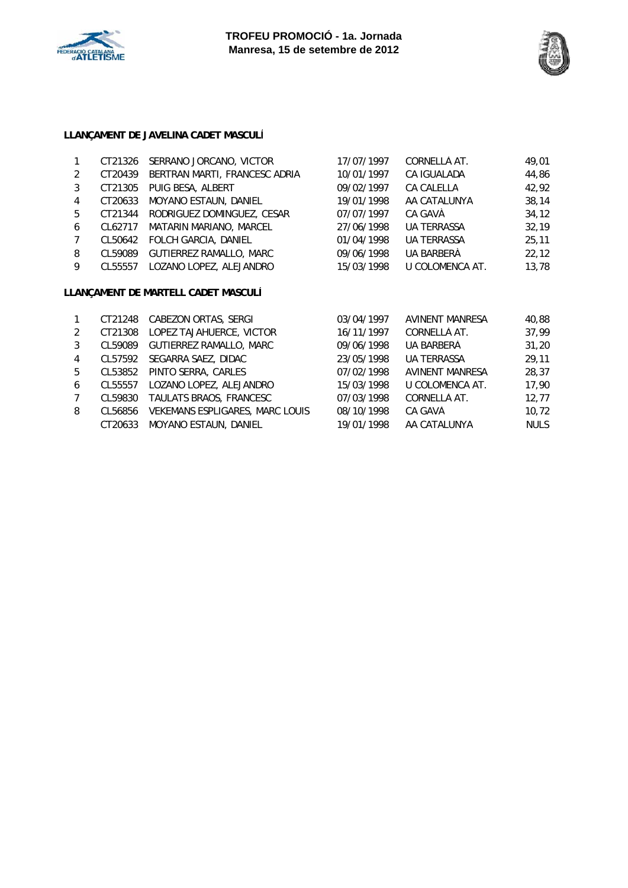#### LLANÇAMENT DE JAVELINA CADET MASCULÍ

| | | | | | |
|---|---|---|---|---|---|
| 1 | CT21326 | SERRANO JORCANO, VICTOR | 17/07/1997 | CORNELLÀ AT. | 49,01 |
| 2 | CT20439 | BERTRAN MARTI, FRANCESC ADRIA | 10/01/1997 | CA IGUALADA | 44,86 |
| 3 | CT21305 | PUIG BESA, ALBERT | 09/02/1997 | CA CALELLA | 42,92 |
| 4 | CT20633 | MOYANO ESTAUN, DANIEL | 19/01/1998 | AA CATALUNYA | 38,14 |
| 5 | CT21344 | RODRIGUEZ DOMINGUEZ, CESAR | 07/07/1997 | CA GAVÀ | 34,12 |
| 6 | CL62717 | MATARIN MARIANO, MARCEL | 27/06/1998 | UA TERRASSA | 32,19 |
| 7 | CL50642 | FOLCH GARCIA, DANIEL | 01/04/1998 | UA TERRASSA | 25,11 |
| 8 | CL59089 | GUTIERREZ RAMALLO, MARC | 09/06/1998 | UA BARBERÀ | 22,12 |
| 9 | CL55557 | LOZANO LOPEZ, ALEJANDRO | 15/03/1998 | U COLOMENCA AT. | 13,78 |

#### LLANÇAMENT DE MARTELL CADET MASCULÍ

| | | | | | |
|---|---|---|---|---|---|
| 1 | CT21248 | CABEZON ORTAS, SERGI | 03/04/1997 | AVINENT MANRESA | 40,88 |
| 2 | CT21308 | LOPEZ TAJAHUERCE, VICTOR | 16/11/1997 | CORNELLÀ AT. | 37,99 |
| 3 | CL59089 | GUTIERREZ RAMALLO, MARC | 09/06/1998 | UA BARBERÀ | 31,20 |
| 4 | CL57592 | SEGARRA SAEZ, DIDAC | 23/05/1998 | UA TERRASSA | 29,11 |
| 5 | CL53852 | PINTO SERRA, CARLES | 07/02/1998 | AVINENT MANRESA | 28,37 |
| 6 | CL55557 | LOZANO LOPEZ, ALEJANDRO | 15/03/1998 | U COLOMENCA AT. | 17,90 |
| 7 | CL59830 | TAULATS BRAOS, FRANCESC | 07/03/1998 | CORNELLÀ AT. | 12,77 |
| 8 | CL56856 | VEKEMANS ESPLIGARES, MARC LOUIS | 08/10/1998 | CA GAVÀ | 10,72 |
| | CT20633 | MOYANO ESTAUN, DANIEL | 19/01/1998 | AA CATALUNYA | NULS |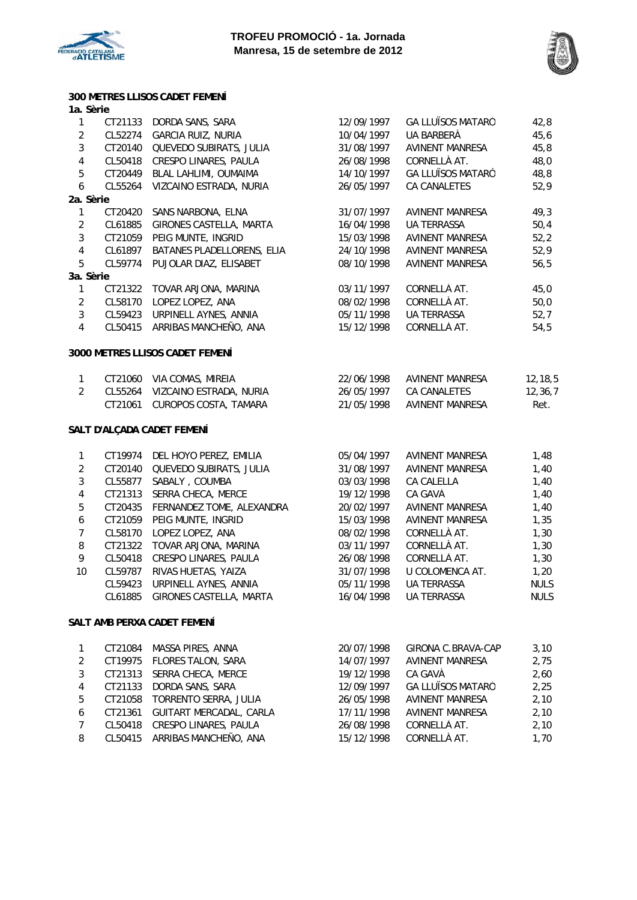**TROFEU PROMOCIÓ - 1a. Jornada**
**Manresa, 15 de setembre de 2012**

### 300 METRES LLISOS CADET FEMENÍ

**1a. Sèrie**

| | | | | | |
|---|---|---|---|---|---|
| 1 | CT21133 | DORDA SANS, SARA | 12/09/1997 | GA LLUÏSOS MATARÓ | 42,8 |
| 2 | CL52274 | GARCIA RUIZ, NURIA | 10/04/1997 | UA BARBERÀ | 45,6 |
| 3 | CT20140 | QUEVEDO SUBIRATS, JULIA | 31/08/1997 | AVINENT MANRESA | 45,8 |
| 4 | CL50418 | CRESPO LINARES, PAULA | 26/08/1998 | CORNELLÀ AT. | 48,0 |
| 5 | CT20449 | BLAL LAHLIMI, OUMAIMA | 14/10/1997 | GA LLUÏSOS MATARÓ | 48,8 |
| 6 | CL55264 | VIZCAINO ESTRADA, NURIA | 26/05/1997 | CA CANALETES | 52,9 |

**2a. Sèrie**

| | | | | | |
|---|---|---|---|---|---|
| 1 | CT20420 | SANS NARBONA, ELNA | 31/07/1997 | AVINENT MANRESA | 49,3 |
| 2 | CL61885 | GIRONES CASTELLA, MARTA | 16/04/1998 | UA TERRASSA | 50,4 |
| 3 | CT21059 | PEIG MUNTE, INGRID | 15/03/1998 | AVINENT MANRESA | 52,2 |
| 4 | CL61897 | BATANES PLADELLORENS, ELIA | 24/10/1998 | AVINENT MANRESA | 52,9 |
| 5 | CL59774 | PUJOLAR DIAZ, ELISABET | 08/10/1998 | AVINENT MANRESA | 56,5 |

**3a. Sèrie**

| | | | | | |
|---|---|---|---|---|---|
| 1 | CT21322 | TOVAR ARJONA, MARINA | 03/11/1997 | CORNELLÀ AT. | 45,0 |
| 2 | CL58170 | LOPEZ LOPEZ, ANA | 08/02/1998 | CORNELLÀ AT. | 50,0 |
| 3 | CL59423 | URPINELL AYNES, ANNIA | 05/11/1998 | UA TERRASSA | 52,7 |
| 4 | CL50415 | ARRIBAS MANCHEÑO, ANA | 15/12/1998 | CORNELLÀ AT. | 54,5 |

### 3000 METRES LLISOS CADET FEMENÍ

| | | | | | |
|---|---|---|---|---|---|
| 1 | CT21060 | VIA COMAS, MIREIA | 22/06/1998 | AVINENT MANRESA | 12,18,5 |
| 2 | CL55264 | VIZCAINO ESTRADA, NURIA | 26/05/1997 | CA CANALETES | 12,36,7 |
| | CT21061 | CUROPOS COSTA, TAMARA | 21/05/1998 | AVINENT MANRESA | Ret. |

### SALT D'ALÇADA CADET FEMENÍ

| | | | | | |
|---|---|---|---|---|---|
| 1 | CT19974 | DEL HOYO PEREZ, EMILIA | 05/04/1997 | AVINENT MANRESA | 1,48 |
| 2 | CT20140 | QUEVEDO SUBIRATS, JULIA | 31/08/1997 | AVINENT MANRESA | 1,40 |
| 3 | CL55877 | SABALY , COUMBA | 03/03/1998 | CA CALELLA | 1,40 |
| 4 | CT21313 | SERRA CHECA, MERCE | 19/12/1998 | CA GAVÀ | 1,40 |
| 5 | CT20435 | FERNANDEZ TOME, ALEXANDRA | 20/02/1997 | AVINENT MANRESA | 1,40 |
| 6 | CT21059 | PEIG MUNTE, INGRID | 15/03/1998 | AVINENT MANRESA | 1,35 |
| 7 | CL58170 | LOPEZ LOPEZ, ANA | 08/02/1998 | CORNELLÀ AT. | 1,30 |
| 8 | CT21322 | TOVAR ARJONA, MARINA | 03/11/1997 | CORNELLÀ AT. | 1,30 |
| 9 | CL50418 | CRESPO LINARES, PAULA | 26/08/1998 | CORNELLÀ AT. | 1,30 |
| 10 | CL59787 | RIVAS HUETAS, YAIZA | 31/07/1998 | U COLOMENCA AT. | 1,20 |
| | CL59423 | URPINELL AYNES, ANNIA | 05/11/1998 | UA TERRASSA | NULS |
| | CL61885 | GIRONES CASTELLA, MARTA | 16/04/1998 | UA TERRASSA | NULS |

### SALT AMB PERXA CADET FEMENÍ

| | | | | | |
|---|---|---|---|---|---|
| 1 | CT21084 | MASSA PIRES, ANNA | 20/07/1998 | GIRONA C.BRAVA-CAP | 3,10 |
| 2 | CT19975 | FLORES TALON, SARA | 14/07/1997 | AVINENT MANRESA | 2,75 |
| 3 | CT21313 | SERRA CHECA, MERCE | 19/12/1998 | CA GAVÀ | 2,60 |
| 4 | CT21133 | DORDA SANS, SARA | 12/09/1997 | GA LLUÏSOS MATARÓ | 2,25 |
| 5 | CT21058 | TORRENTO SERRA, JULIA | 26/05/1998 | AVINENT MANRESA | 2,10 |
| 6 | CT21361 | GUITART MERCADAL, CARLA | 17/11/1998 | AVINENT MANRESA | 2,10 |
| 7 | CL50418 | CRESPO LINARES, PAULA | 26/08/1998 | CORNELLÀ AT. | 2,10 |
| 8 | CL50415 | ARRIBAS MANCHEÑO, ANA | 15/12/1998 | CORNELLÀ AT. | 1,70 |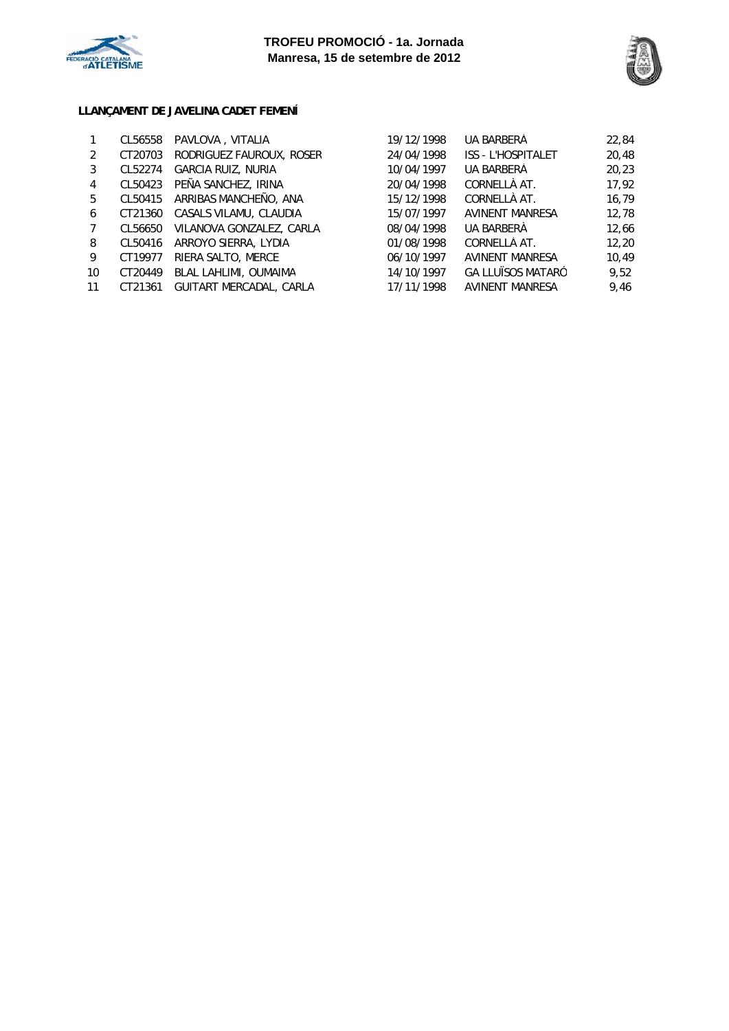**TROFEU PROMOCIÓ - 1a. Jornada**
**Manresa, 15 de setembre de 2012**

**LLANÇAMENT DE JAVELINA CADET FEMENÍ**

| | | | | | |
|---|---|---|---|---|---|
| 1 | CL56558 | PAVLOVA , VITALIA | 19/12/1998 | UA BARBERÀ | 22,84 |
| 2 | CT20703 | RODRIGUEZ FAUROUX, ROSER | 24/04/1998 | ISS - L'HOSPITALET | 20,48 |
| 3 | CL52274 | GARCIA RUIZ, NURIA | 10/04/1997 | UA BARBERÀ | 20,23 |
| 4 | CL50423 | PEÑA SANCHEZ, IRINA | 20/04/1998 | CORNELLÀ AT. | 17,92 |
| 5 | CL50415 | ARRIBAS MANCHEÑO, ANA | 15/12/1998 | CORNELLÀ AT. | 16,79 |
| 6 | CT21360 | CASALS VILAMU, CLAUDIA | 15/07/1997 | AVINENT MANRESA | 12,78 |
| 7 | CL56650 | VILANOVA GONZALEZ, CARLA | 08/04/1998 | UA BARBERÀ | 12,66 |
| 8 | CL50416 | ARROYO SIERRA, LYDIA | 01/08/1998 | CORNELLÀ AT. | 12,20 |
| 9 | CT19977 | RIERA SALTO, MERCE | 06/10/1997 | AVINENT MANRESA | 10,49 |
| 10 | CT20449 | BLAL LAHLIMI, OUMAIMA | 14/10/1997 | GA LLUÏSOS MATARÓ | 9,52 |
| 11 | CT21361 | GUITART MERCADAL, CARLA | 17/11/1998 | AVINENT MANRESA | 9,46 |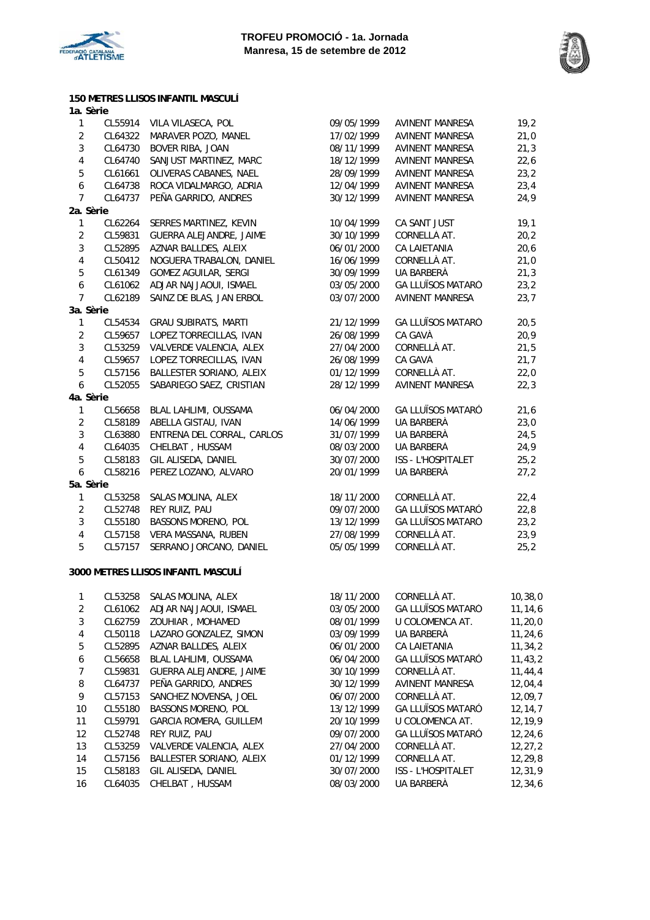**TROFEU PROMOCIÓ - 1a. Jornada**
**Manresa, 15 de setembre de 2012**

## 150 METRES LLISOS INFANTIL MASCULÍ

**1a. Sèrie**

| | | | | | |
|---|---|---|---|---|---|
| 1 | CL55914 | VILA VILASECA, POL | 09/05/1999 | AVINENT MANRESA | 19,2 |
| 2 | CL64322 | MARAVER POZO, MANEL | 17/02/1999 | AVINENT MANRESA | 21,0 |
| 3 | CL64730 | BOVER RIBA, JOAN | 08/11/1999 | AVINENT MANRESA | 21,3 |
| 4 | CL64740 | SANJUST MARTINEZ, MARC | 18/12/1999 | AVINENT MANRESA | 22,6 |
| 5 | CL61661 | OLIVERAS CABANES, NAEL | 28/09/1999 | AVINENT MANRESA | 23,2 |
| 6 | CL64738 | ROCA VIDALMARGO, ADRIA | 12/04/1999 | AVINENT MANRESA | 23,4 |
| 7 | CL64737 | PEÑA GARRIDO, ANDRES | 30/12/1999 | AVINENT MANRESA | 24,9 |

**2a. Sèrie**

| | | | | | |
|---|---|---|---|---|---|
| 1 | CL62264 | SERRES MARTINEZ, KEVIN | 10/04/1999 | CA SANT JUST | 19,1 |
| 2 | CL59831 | GUERRA ALEJANDRE, JAIME | 30/10/1999 | CORNELLÀ AT. | 20,2 |
| 3 | CL52895 | AZNAR BALLDES, ALEIX | 06/01/2000 | CA LAIETANIA | 20,6 |
| 4 | CL50412 | NOGUERA TRABALON, DANIEL | 16/06/1999 | CORNELLÀ AT. | 21,0 |
| 5 | CL61349 | GOMEZ AGUILAR, SERGI | 30/09/1999 | UA BARBERÀ | 21,3 |
| 6 | CL61062 | ADJAR NAJJAOUI, ISMAEL | 03/05/2000 | GA LLUÏSOS MATARÓ | 23,2 |
| 7 | CL62189 | SAINZ DE BLAS, JAN ERBOL | 03/07/2000 | AVINENT MANRESA | 23,7 |

**3a. Sèrie**

| | | | | | |
|---|---|---|---|---|---|
| 1 | CL54534 | GRAU SUBIRATS, MARTI | 21/12/1999 | GA LLUÏSOS MATARÓ | 20,5 |
| 2 | CL59657 | LOPEZ TORRECILLAS, IVAN | 26/08/1999 | CA GAVÀ | 20,9 |
| 3 | CL53259 | VALVERDE VALENCIA, ALEX | 27/04/2000 | CORNELLÀ AT. | 21,5 |
| 4 | CL59657 | LOPEZ TORRECILLAS, IVAN | 26/08/1999 | CA GAVÀ | 21,7 |
| 5 | CL57156 | BALLESTER SORIANO, ALEIX | 01/12/1999 | CORNELLÀ AT. | 22,0 |
| 6 | CL52055 | SABARIEGO SAEZ, CRISTIAN | 28/12/1999 | AVINENT MANRESA | 22,3 |

**4a. Sèrie**

| | | | | | |
|---|---|---|---|---|---|
| 1 | CL56658 | BLAL LAHLIMI, OUSSAMA | 06/04/2000 | GA LLUÏSOS MATARÓ | 21,6 |
| 2 | CL58189 | ABELLA GISTAU, IVAN | 14/06/1999 | UA BARBERÀ | 23,0 |
| 3 | CL63880 | ENTRENA DEL CORRAL, CARLOS | 31/07/1999 | UA BARBERÀ | 24,5 |
| 4 | CL64035 | CHELBAT , HUSSAM | 08/03/2000 | UA BARBERÀ | 24,9 |
| 5 | CL58183 | GIL ALISEDA, DANIEL | 30/07/2000 | ISS - L'HOSPITALET | 25,2 |
| 6 | CL58216 | PEREZ LOZANO, ALVARO | 20/01/1999 | UA BARBERÀ | 27,2 |

**5a. Sèrie**

| | | | | | |
|---|---|---|---|---|---|
| 1 | CL53258 | SALAS MOLINA, ALEX | 18/11/2000 | CORNELLÀ AT. | 22,4 |
| 2 | CL52748 | REY RUIZ, PAU | 09/07/2000 | GA LLUÏSOS MATARÓ | 22,8 |
| 3 | CL55180 | BASSONS MORENO, POL | 13/12/1999 | GA LLUÏSOS MATARÓ | 23,2 |
| 4 | CL57158 | VERA MASSANA, RUBEN | 27/08/1999 | CORNELLÀ AT. | 23,9 |
| 5 | CL57157 | SERRANO JORCANO, DANIEL | 05/05/1999 | CORNELLÀ AT. | 25,2 |

## 3000 METRES LLISOS INFANTL MASCULÍ

| | | | | | |
|---|---|---|---|---|---|
| 1 | CL53258 | SALAS MOLINA, ALEX | 18/11/2000 | CORNELLÀ AT. | 10,38,0 |
| 2 | CL61062 | ADJAR NAJJAOUI, ISMAEL | 03/05/2000 | GA LLUÏSOS MATARÓ | 11,14,6 |
| 3 | CL62759 | ZOUHIAR , MOHAMED | 08/01/1999 | U COLOMENCA AT. | 11,20,0 |
| 4 | CL50118 | LAZARO GONZALEZ, SIMON | 03/09/1999 | UA BARBERÀ | 11,24,6 |
| 5 | CL52895 | AZNAR BALLDES, ALEIX | 06/01/2000 | CA LAIETANIA | 11,34,2 |
| 6 | CL56658 | BLAL LAHLIMI, OUSSAMA | 06/04/2000 | GA LLUÏSOS MATARÓ | 11,43,2 |
| 7 | CL59831 | GUERRA ALEJANDRE, JAIME | 30/10/1999 | CORNELLÀ AT. | 11,44,4 |
| 8 | CL64737 | PEÑA GARRIDO, ANDRES | 30/12/1999 | AVINENT MANRESA | 12,04,4 |
| 9 | CL57153 | SANCHEZ NOVENSA, JOEL | 06/07/2000 | CORNELLÀ AT. | 12,09,7 |
| 10 | CL55180 | BASSONS MORENO, POL | 13/12/1999 | GA LLUÏSOS MATARÓ | 12,14,7 |
| 11 | CL59791 | GARCIA ROMERA, GUILLEM | 20/10/1999 | U COLOMENCA AT. | 12,19,9 |
| 12 | CL52748 | REY RUIZ, PAU | 09/07/2000 | GA LLUÏSOS MATARÓ | 12,24,6 |
| 13 | CL53259 | VALVERDE VALENCIA, ALEX | 27/04/2000 | CORNELLÀ AT. | 12,27,2 |
| 14 | CL57156 | BALLESTER SORIANO, ALEIX | 01/12/1999 | CORNELLÀ AT. | 12,29,8 |
| 15 | CL58183 | GIL ALISEDA, DANIEL | 30/07/2000 | ISS - L'HOSPITALET | 12,31,9 |
| 16 | CL64035 | CHELBAT , HUSSAM | 08/03/2000 | UA BARBERÀ | 12,34,6 |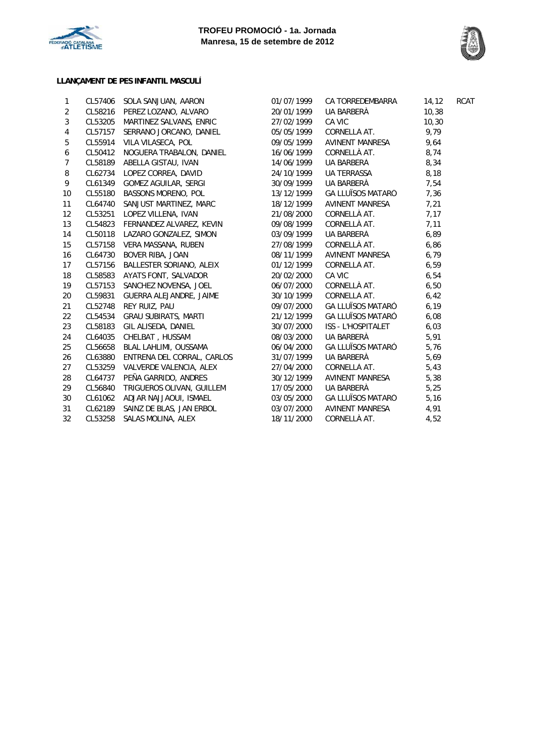**TROFEU PROMOCIÓ - 1a. Jornada**
**Manresa, 15 de setembre de 2012**

**LLANÇAMENT DE PES INFANTIL MASCULÍ**

| | | | | | | |
|---|---|---|---|---|---|---|
| 1 | CL57406 | SOLA SANJUAN, AARON | 01/07/1999 | CA TORREDEMBARRA | 14,12 | RCAT |
| 2 | CL58216 | PEREZ LOZANO, ALVARO | 20/01/1999 | UA BARBERÀ | 10,38 | |
| 3 | CL53205 | MARTINEZ SALVANS, ENRIC | 27/02/1999 | CA VIC | 10,30 | |
| 4 | CL57157 | SERRANO JORCANO, DANIEL | 05/05/1999 | CORNELLÀ AT. | 9,79 | |
| 5 | CL55914 | VILA VILASECA, POL | 09/05/1999 | AVINENT MANRESA | 9,64 | |
| 6 | CL50412 | NOGUERA TRABALON, DANIEL | 16/06/1999 | CORNELLÀ AT. | 8,74 | |
| 7 | CL58189 | ABELLA GISTAU, IVAN | 14/06/1999 | UA BARBERÀ | 8,34 | |
| 8 | CL62734 | LOPEZ CORREA, DAVID | 24/10/1999 | UA TERRASSA | 8,18 | |
| 9 | CL61349 | GOMEZ AGUILAR, SERGI | 30/09/1999 | UA BARBERÀ | 7,54 | |
| 10 | CL55180 | BASSONS MORENO, POL | 13/12/1999 | GA LLUÏSOS MATARÓ | 7,36 | |
| 11 | CL64740 | SANJUST MARTINEZ, MARC | 18/12/1999 | AVINENT MANRESA | 7,21 | |
| 12 | CL53251 | LOPEZ VILLENA, IVAN | 21/08/2000 | CORNELLÀ AT. | 7,17 | |
| 13 | CL54823 | FERNANDEZ ALVAREZ, KEVIN | 09/08/1999 | CORNELLÀ AT. | 7,11 | |
| 14 | CL50118 | LAZARO GONZALEZ, SIMON | 03/09/1999 | UA BARBERÀ | 6,89 | |
| 15 | CL57158 | VERA MASSANA, RUBEN | 27/08/1999 | CORNELLÀ AT. | 6,86 | |
| 16 | CL64730 | BOVER RIBA, JOAN | 08/11/1999 | AVINENT MANRESA | 6,79 | |
| 17 | CL57156 | BALLESTER SORIANO, ALEIX | 01/12/1999 | CORNELLÀ AT. | 6,59 | |
| 18 | CL58583 | AYATS FONT, SALVADOR | 20/02/2000 | CA VIC | 6,54 | |
| 19 | CL57153 | SANCHEZ NOVENSA, JOEL | 06/07/2000 | CORNELLÀ AT. | 6,50 | |
| 20 | CL59831 | GUERRA ALEJANDRE, JAIME | 30/10/1999 | CORNELLÀ AT. | 6,42 | |
| 21 | CL52748 | REY RUIZ, PAU | 09/07/2000 | GA LLUÏSOS MATARÓ | 6,19 | |
| 22 | CL54534 | GRAU SUBIRATS, MARTI | 21/12/1999 | GA LLUÏSOS MATARÓ | 6,08 | |
| 23 | CL58183 | GIL ALISEDA, DANIEL | 30/07/2000 | ISS - L'HOSPITALET | 6,03 | |
| 24 | CL64035 | CHELBAT , HUSSAM | 08/03/2000 | UA BARBERÀ | 5,91 | |
| 25 | CL56658 | BLAL LAHLIMI, OUSSAMA | 06/04/2000 | GA LLUÏSOS MATARÓ | 5,76 | |
| 26 | CL63880 | ENTRENA DEL CORRAL, CARLOS | 31/07/1999 | UA BARBERÀ | 5,69 | |
| 27 | CL53259 | VALVERDE VALENCIA, ALEX | 27/04/2000 | CORNELLÀ AT. | 5,43 | |
| 28 | CL64737 | PEÑA GARRIDO, ANDRES | 30/12/1999 | AVINENT MANRESA | 5,38 | |
| 29 | CL56840 | TRIGUEROS OLIVAN, GUILLEM | 17/05/2000 | UA BARBERÀ | 5,25 | |
| 30 | CL61062 | ADJAR NAJJAOUI, ISMAEL | 03/05/2000 | GA LLUÏSOS MATARÓ | 5,16 | |
| 31 | CL62189 | SAINZ DE BLAS, JAN ERBOL | 03/07/2000 | AVINENT MANRESA | 4,91 | |
| 32 | CL53258 | SALAS MOLINA, ALEX | 18/11/2000 | CORNELLÀ AT. | 4,52 | |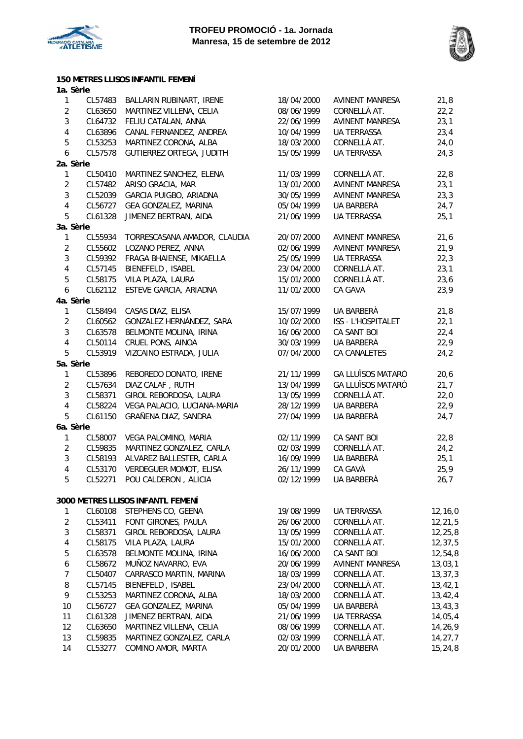**TROFEU PROMOCIÓ - 1a. Jornada**
**Manresa, 15 de setembre de 2012**

### 150 METRES LLISOS INFANTIL FEMENÍ

**1a. Sèrie**

| | | | | | |
|---|---|---|---|---|---|
| 1 | CL57483 | BALLARIN RUBINART, IRENE | 18/04/2000 | AVINENT MANRESA | 21,8 |
| 2 | CL63650 | MARTINEZ VILLENA, CELIA | 08/06/1999 | CORNELLÀ AT. | 22,2 |
| 3 | CL64732 | FELIU CATALAN, ANNA | 22/06/1999 | AVINENT MANRESA | 23,1 |
| 4 | CL63896 | CANAL FERNANDEZ, ANDREA | 10/04/1999 | UA TERRASSA | 23,4 |
| 5 | CL53253 | MARTINEZ CORONA, ALBA | 18/03/2000 | CORNELLÀ AT. | 24,0 |
| 6 | CL57578 | GUTIERREZ ORTEGA, JUDITH | 15/05/1999 | UA TERRASSA | 24,3 |

**2a. Sèrie**

| | | | | | |
|---|---|---|---|---|---|
| 1 | CL50410 | MARTINEZ SANCHEZ, ELENA | 11/03/1999 | CORNELLÀ AT. | 22,8 |
| 2 | CL57482 | ARISO GRACIA, MAR | 13/01/2000 | AVINENT MANRESA | 23,1 |
| 3 | CL52039 | GARCIA PUIGBO, ARIADNA | 30/05/1999 | AVINENT MANRESA | 23,3 |
| 4 | CL56727 | GEA GONZALEZ, MARINA | 05/04/1999 | UA BARBERÀ | 24,7 |
| 5 | CL61328 | JIMENEZ BERTRAN, AIDA | 21/06/1999 | UA TERRASSA | 25,1 |

**3a. Sèrie**

| | | | | | |
|---|---|---|---|---|---|
| 1 | CL55934 | TORRESCASANA AMADOR, CLAUDIA | 20/07/2000 | AVINENT MANRESA | 21,6 |
| 2 | CL55602 | LOZANO PEREZ, ANNA | 02/06/1999 | AVINENT MANRESA | 21,9 |
| 3 | CL59392 | FRAGA BHAIENSE, MIKAELLA | 25/05/1999 | UA TERRASSA | 22,3 |
| 4 | CL57145 | BIENEFELD , ISABEL | 23/04/2000 | CORNELLÀ AT. | 23,1 |
| 5 | CL58175 | VILA PLAZA, LAURA | 15/01/2000 | CORNELLÀ AT. | 23,6 |
| 6 | CL62112 | ESTEVE GARCIA, ARIADNA | 11/01/2000 | CA GAVÀ | 23,9 |

**4a. Sèrie**

| | | | | | |
|---|---|---|---|---|---|
| 1 | CL58494 | CASAS DIAZ, ELISA | 15/07/1999 | UA BARBERÀ | 21,8 |
| 2 | CL60562 | GONZALEZ HERNÁNDEZ, SARA | 10/02/2000 | ISS - L'HOSPITALET | 22,1 |
| 3 | CL63578 | BELMONTE MOLINA, IRINA | 16/06/2000 | CA SANT BOI | 22,4 |
| 4 | CL50114 | CRUEL PONS, AINOA | 30/03/1999 | UA BARBERÀ | 22,9 |
| 5 | CL53919 | VIZCAINO ESTRADA, JULIA | 07/04/2000 | CA CANALETES | 24,2 |

**5a. Sèrie**

| | | | | | |
|---|---|---|---|---|---|
| 1 | CL53896 | REBOREDO DONATO, IRENE | 21/11/1999 | GA LLUÏSOS MATARÓ | 20,6 |
| 2 | CL57634 | DIAZ CALAF , RUTH | 13/04/1999 | GA LLUÏSOS MATARÓ | 21,7 |
| 3 | CL58371 | GIROL REBORDOSA, LAURA | 13/05/1999 | CORNELLÀ AT. | 22,0 |
| 4 | CL58224 | VEGA PALACIO, LUCIANA-MARIA | 28/12/1999 | UA BARBERÀ | 22,9 |
| 5 | CL61150 | GRAÑENA DIAZ, SANDRA | 27/04/1999 | UA BARBERÀ | 24,7 |

**6a. Sèrie**

| | | | | | |
|---|---|---|---|---|---|
| 1 | CL58007 | VEGA PALOMINO, MARIA | 02/11/1999 | CA SANT BOI | 22,8 |
| 2 | CL59835 | MARTINEZ GONZALEZ, CARLA | 02/03/1999 | CORNELLÀ AT. | 24,2 |
| 3 | CL58193 | ALVAREZ BALLESTER, CARLA | 16/09/1999 | UA BARBERÀ | 25,1 |
| 4 | CL53170 | VERDEGUER MOMOT, ELISA | 26/11/1999 | CA GAVÀ | 25,9 |
| 5 | CL52271 | POU CALDERON , ALICIA | 02/12/1999 | UA BARBERÀ | 26,7 |

### 3000 METRES LLISOS INFANTL FEMENÍ

| | | | | | |
|---|---|---|---|---|---|
| 1 | CL60108 | STEPHENS CO, GEENA | 19/08/1999 | UA TERRASSA | 12,16,0 |
| 2 | CL53411 | FONT GIRONES, PAULA | 26/06/2000 | CORNELLÀ AT. | 12,21,5 |
| 3 | CL58371 | GIROL REBORDOSA, LAURA | 13/05/1999 | CORNELLÀ AT. | 12,25,8 |
| 4 | CL58175 | VILA PLAZA, LAURA | 15/01/2000 | CORNELLÀ AT. | 12,37,5 |
| 5 | CL63578 | BELMONTE MOLINA, IRINA | 16/06/2000 | CA SANT BOI | 12,54,8 |
| 6 | CL58672 | MUÑOZ NAVARRO, EVA | 20/06/1999 | AVINENT MANRESA | 13,03,1 |
| 7 | CL50407 | CARRASCO MARTIN, MARINA | 18/03/1999 | CORNELLÀ AT. | 13,37,3 |
| 8 | CL57145 | BIENEFELD , ISABEL | 23/04/2000 | CORNELLÀ AT. | 13,42,1 |
| 9 | CL53253 | MARTINEZ CORONA, ALBA | 18/03/2000 | CORNELLÀ AT. | 13,42,4 |
| 10 | CL56727 | GEA GONZALEZ, MARINA | 05/04/1999 | UA BARBERÀ | 13,43,3 |
| 11 | CL61328 | JIMENEZ BERTRAN, AIDA | 21/06/1999 | UA TERRASSA | 14,05,4 |
| 12 | CL63650 | MARTINEZ VILLENA, CELIA | 08/06/1999 | CORNELLÀ AT. | 14,26,9 |
| 13 | CL59835 | MARTINEZ GONZALEZ, CARLA | 02/03/1999 | CORNELLÀ AT. | 14,27,7 |
| 14 | CL53277 | COMINO AMOR, MARTA | 20/01/2000 | UA BARBERÀ | 15,24,8 |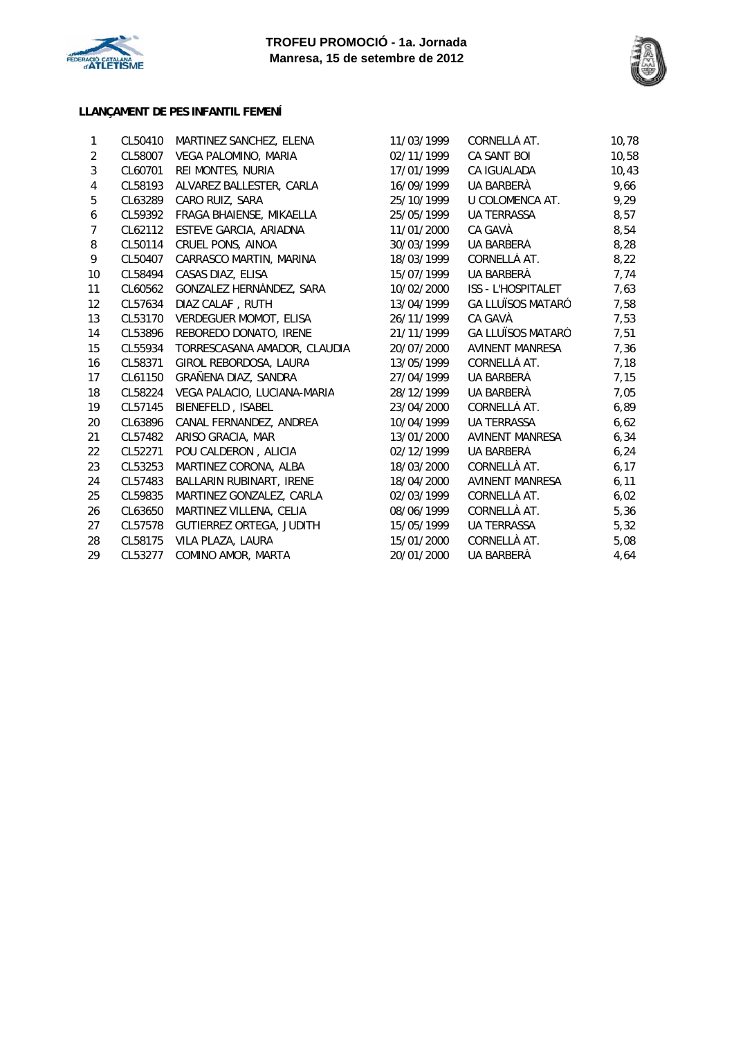**TROFEU PROMOCIÓ - 1a. Jornada**
**Manresa, 15 de setembre de 2012**

### LLANÇAMENT DE PES INFANTIL FEMENÍ

| | | | | | |
|---|---|---|---|---|---|
| 1 | CL50410 | MARTINEZ SANCHEZ, ELENA | 11/03/1999 | CORNELLÀ AT. | 10,78 |
| 2 | CL58007 | VEGA PALOMINO, MARIA | 02/11/1999 | CA SANT BOI | 10,58 |
| 3 | CL60701 | REI MONTES, NURIA | 17/01/1999 | CA IGUALADA | 10,43 |
| 4 | CL58193 | ALVAREZ BALLESTER, CARLA | 16/09/1999 | UA BARBERÀ | 9,66 |
| 5 | CL63289 | CARO RUIZ, SARA | 25/10/1999 | U COLOMENCA AT. | 9,29 |
| 6 | CL59392 | FRAGA BHAIENSE, MIKAELLA | 25/05/1999 | UA TERRASSA | 8,57 |
| 7 | CL62112 | ESTEVE GARCIA, ARIADNA | 11/01/2000 | CA GAVÀ | 8,54 |
| 8 | CL50114 | CRUEL PONS, AINOA | 30/03/1999 | UA BARBERÀ | 8,28 |
| 9 | CL50407 | CARRASCO MARTIN, MARINA | 18/03/1999 | CORNELLÀ AT. | 8,22 |
| 10 | CL58494 | CASAS DIAZ, ELISA | 15/07/1999 | UA BARBERÀ | 7,74 |
| 11 | CL60562 | GONZALEZ HERNÁNDEZ, SARA | 10/02/2000 | ISS - L'HOSPITALET | 7,63 |
| 12 | CL57634 | DIAZ CALAF , RUTH | 13/04/1999 | GA LLUÏSOS MATARÓ | 7,58 |
| 13 | CL53170 | VERDEGUER MOMOT, ELISA | 26/11/1999 | CA GAVÀ | 7,53 |
| 14 | CL53896 | REBOREDO DONATO, IRENE | 21/11/1999 | GA LLUÏSOS MATARÓ | 7,51 |
| 15 | CL55934 | TORRESCASANA AMADOR, CLAUDIA | 20/07/2000 | AVINENT MANRESA | 7,36 |
| 16 | CL58371 | GIROL REBORDOSA, LAURA | 13/05/1999 | CORNELLÀ AT. | 7,18 |
| 17 | CL61150 | GRAÑENA DIAZ, SANDRA | 27/04/1999 | UA BARBERÀ | 7,15 |
| 18 | CL58224 | VEGA PALACIO, LUCIANA-MARIA | 28/12/1999 | UA BARBERÀ | 7,05 |
| 19 | CL57145 | BIENEFELD , ISABEL | 23/04/2000 | CORNELLÀ AT. | 6,89 |
| 20 | CL63896 | CANAL FERNANDEZ, ANDREA | 10/04/1999 | UA TERRASSA | 6,62 |
| 21 | CL57482 | ARISO GRACIA, MAR | 13/01/2000 | AVINENT MANRESA | 6,34 |
| 22 | CL52271 | POU CALDERON , ALICIA | 02/12/1999 | UA BARBERÀ | 6,24 |
| 23 | CL53253 | MARTINEZ CORONA, ALBA | 18/03/2000 | CORNELLÀ AT. | 6,17 |
| 24 | CL57483 | BALLARIN RUBINART, IRENE | 18/04/2000 | AVINENT MANRESA | 6,11 |
| 25 | CL59835 | MARTINEZ GONZALEZ, CARLA | 02/03/1999 | CORNELLÀ AT. | 6,02 |
| 26 | CL63650 | MARTINEZ VILLENA, CELIA | 08/06/1999 | CORNELLÀ AT. | 5,36 |
| 27 | CL57578 | GUTIERREZ ORTEGA, JUDITH | 15/05/1999 | UA TERRASSA | 5,32 |
| 28 | CL58175 | VILA PLAZA, LAURA | 15/01/2000 | CORNELLÀ AT. | 5,08 |
| 29 | CL53277 | COMINO AMOR, MARTA | 20/01/2000 | UA BARBERÀ | 4,64 |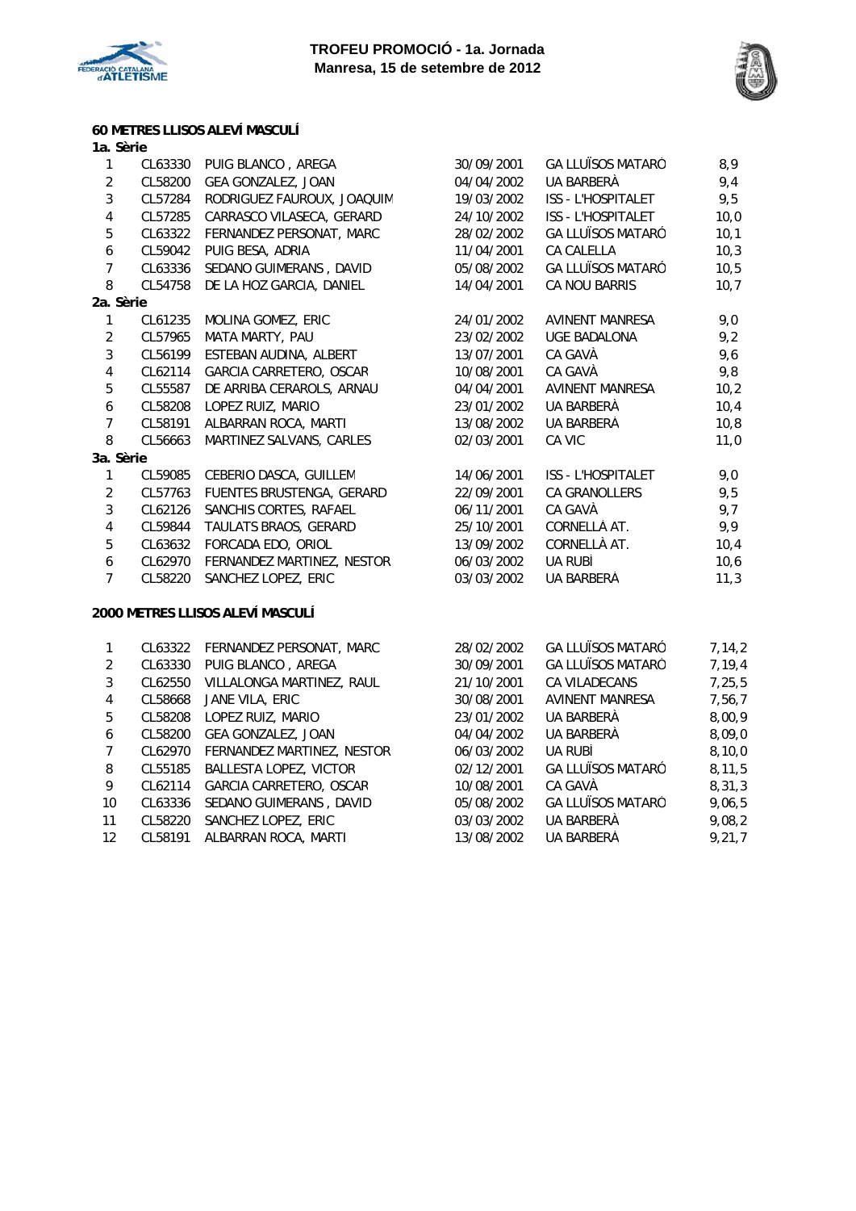## TROFEU PROMOCIÓ - 1a. Jornada
**Manresa, 15 de setembre de 2012**

### 60 METRES LLISOS ALEVÍ MASCULÍ

**1a. Sèrie**

| | | | | | |
|---|---|---|---|---|---|
| 1 | CL63330 | PUIG BLANCO , AREGA | 30/09/2001 | GA LLUÏSOS MATARÓ | 8,9 |
| 2 | CL58200 | GEA GONZALEZ, JOAN | 04/04/2002 | UA BARBERÀ | 9,4 |
| 3 | CL57284 | RODRIGUEZ FAUROUX, JOAQUIM | 19/03/2002 | ISS - L'HOSPITALET | 9,5 |
| 4 | CL57285 | CARRASCO VILASECA, GERARD | 24/10/2002 | ISS - L'HOSPITALET | 10,0 |
| 5 | CL63322 | FERNANDEZ PERSONAT, MARC | 28/02/2002 | GA LLUÏSOS MATARÓ | 10,1 |
| 6 | CL59042 | PUIG BESA, ADRIA | 11/04/2001 | CA CALELLA | 10,3 |
| 7 | CL63336 | SEDANO GUIMERANS , DAVID | 05/08/2002 | GA LLUÏSOS MATARÓ | 10,5 |
| 8 | CL54758 | DE LA HOZ GARCIA, DANIEL | 14/04/2001 | CA NOU BARRIS | 10,7 |

**2a. Sèrie**

| | | | | | |
|---|---|---|---|---|---|
| 1 | CL61235 | MOLINA GOMEZ, ERIC | 24/01/2002 | AVINENT MANRESA | 9,0 |
| 2 | CL57965 | MATA MARTY, PAU | 23/02/2002 | UGE BADALONA | 9,2 |
| 3 | CL56199 | ESTEBAN AUDINA, ALBERT | 13/07/2001 | CA GAVÀ | 9,6 |
| 4 | CL62114 | GARCIA CARRETERO, OSCAR | 10/08/2001 | CA GAVÀ | 9,8 |
| 5 | CL55587 | DE ARRIBA CERAROLS, ARNAU | 04/04/2001 | AVINENT MANRESA | 10,2 |
| 6 | CL58208 | LOPEZ RUIZ, MARIO | 23/01/2002 | UA BARBERÀ | 10,4 |
| 7 | CL58191 | ALBARRAN ROCA, MARTI | 13/08/2002 | UA BARBERÀ | 10,8 |
| 8 | CL56663 | MARTINEZ SALVANS, CARLES | 02/03/2001 | CA VIC | 11,0 |

**3a. Sèrie**

| | | | | | |
|---|---|---|---|---|---|
| 1 | CL59085 | CEBERIO DASCA, GUILLEM | 14/06/2001 | ISS - L'HOSPITALET | 9,0 |
| 2 | CL57763 | FUENTES BRUSTENGA, GERARD | 22/09/2001 | CA GRANOLLERS | 9,5 |
| 3 | CL62126 | SANCHIS CORTES, RAFAEL | 06/11/2001 | CA GAVÀ | 9,7 |
| 4 | CL59844 | TAULATS BRAOS, GERARD | 25/10/2001 | CORNELLÀ AT. | 9,9 |
| 5 | CL63632 | FORCADA EDO, ORIOL | 13/09/2002 | CORNELLÀ AT. | 10,4 |
| 6 | CL62970 | FERNANDEZ MARTINEZ, NESTOR | 06/03/2002 | UA RUBÍ | 10,6 |
| 7 | CL58220 | SANCHEZ LOPEZ, ERIC | 03/03/2002 | UA BARBERÀ | 11,3 |

### 2000 METRES LLISOS ALEVÍ MASCULÍ

| | | | | | |
|---|---|---|---|---|---|
| 1 | CL63322 | FERNANDEZ PERSONAT, MARC | 28/02/2002 | GA LLUÏSOS MATARÓ | 7,14,2 |
| 2 | CL63330 | PUIG BLANCO , AREGA | 30/09/2001 | GA LLUÏSOS MATARÓ | 7,19,4 |
| 3 | CL62550 | VILLALONGA MARTINEZ, RAUL | 21/10/2001 | CA VILADECANS | 7,25,5 |
| 4 | CL58668 | JANE VILA, ERIC | 30/08/2001 | AVINENT MANRESA | 7,56,7 |
| 5 | CL58208 | LOPEZ RUIZ, MARIO | 23/01/2002 | UA BARBERÀ | 8,00,9 |
| 6 | CL58200 | GEA GONZALEZ, JOAN | 04/04/2002 | UA BARBERÀ | 8,09,0 |
| 7 | CL62970 | FERNANDEZ MARTINEZ, NESTOR | 06/03/2002 | UA RUBÍ | 8,10,0 |
| 8 | CL55185 | BALLESTA LOPEZ, VICTOR | 02/12/2001 | GA LLUÏSOS MATARÓ | 8,11,5 |
| 9 | CL62114 | GARCIA CARRETERO, OSCAR | 10/08/2001 | CA GAVÀ | 8,31,3 |
| 10 | CL63336 | SEDANO GUIMERANS , DAVID | 05/08/2002 | GA LLUÏSOS MATARÓ | 9,06,5 |
| 11 | CL58220 | SANCHEZ LOPEZ, ERIC | 03/03/2002 | UA BARBERÀ | 9,08,2 |
| 12 | CL58191 | ALBARRAN ROCA, MARTI | 13/08/2002 | UA BARBERÀ | 9,21,7 |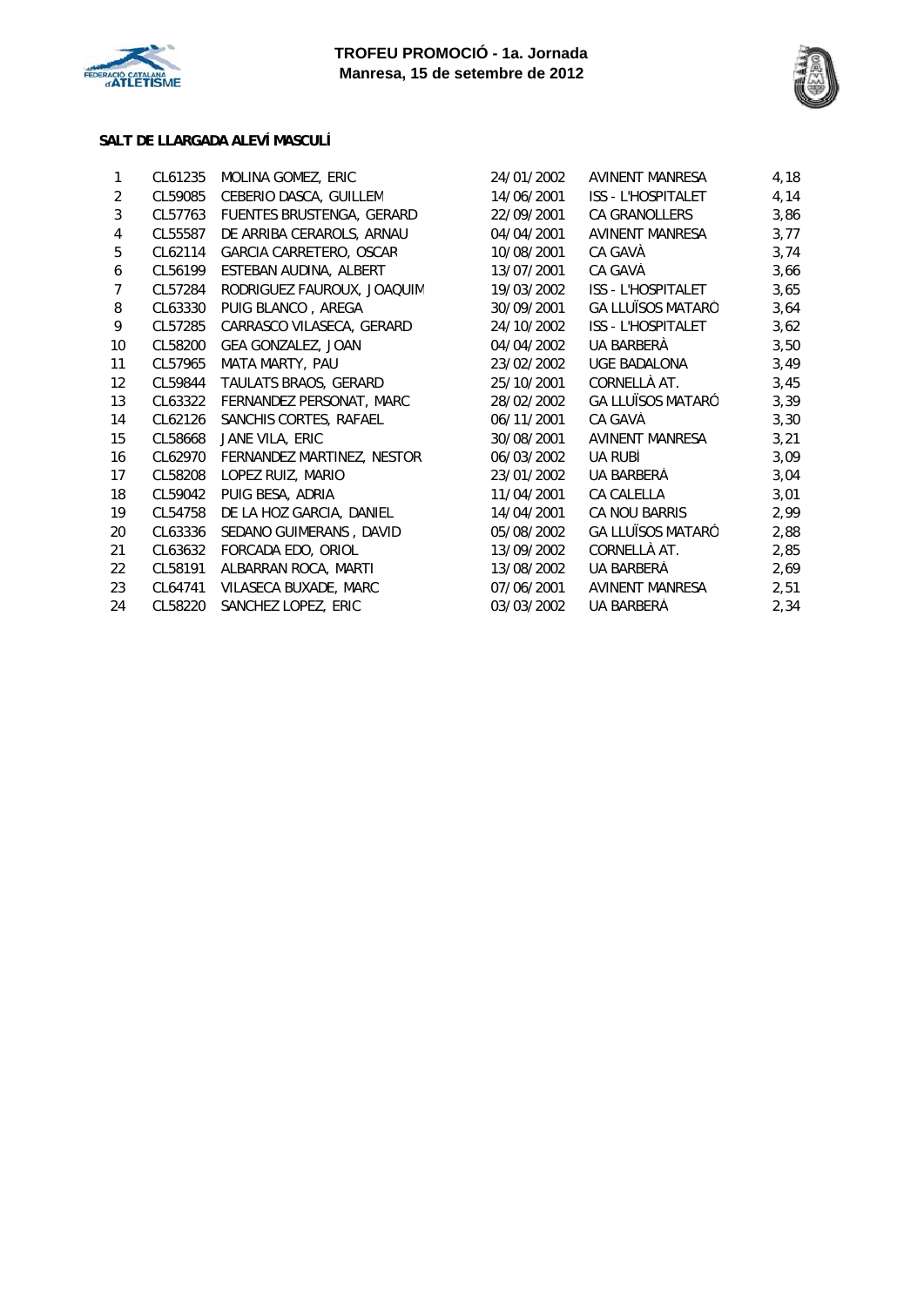**TROFEU PROMOCIÓ - 1a. Jornada**
**Manresa, 15 de setembre de 2012**

**SALT DE LLARGADA ALEVÍ MASCULÍ**

| | | | | | |
|---|---|---|---|---|---|
| 1 | CL61235 | MOLINA GOMEZ, ERIC | 24/01/2002 | AVINENT MANRESA | 4,18 |
| 2 | CL59085 | CEBERIO DASCA, GUILLEM | 14/06/2001 | ISS - L'HOSPITALET | 4,14 |
| 3 | CL57763 | FUENTES BRUSTENGA, GERARD | 22/09/2001 | CA GRANOLLERS | 3,86 |
| 4 | CL55587 | DE ARRIBA CERAROLS, ARNAU | 04/04/2001 | AVINENT MANRESA | 3,77 |
| 5 | CL62114 | GARCIA CARRETERO, OSCAR | 10/08/2001 | CA GAVÀ | 3,74 |
| 6 | CL56199 | ESTEBAN AUDINA, ALBERT | 13/07/2001 | CA GAVÀ | 3,66 |
| 7 | CL57284 | RODRIGUEZ FAUROUX, JOAQUIM | 19/03/2002 | ISS - L'HOSPITALET | 3,65 |
| 8 | CL63330 | PUIG BLANCO , AREGA | 30/09/2001 | GA LLUÏSOS MATARÓ | 3,64 |
| 9 | CL57285 | CARRASCO VILASECA, GERARD | 24/10/2002 | ISS - L'HOSPITALET | 3,62 |
| 10 | CL58200 | GEA GONZALEZ, JOAN | 04/04/2002 | UA BARBERÀ | 3,50 |
| 11 | CL57965 | MATA MARTY, PAU | 23/02/2002 | UGE BADALONA | 3,49 |
| 12 | CL59844 | TAULATS BRAOS, GERARD | 25/10/2001 | CORNELLÀ AT. | 3,45 |
| 13 | CL63322 | FERNANDEZ PERSONAT, MARC | 28/02/2002 | GA LLUÏSOS MATARÓ | 3,39 |
| 14 | CL62126 | SANCHIS CORTES, RAFAEL | 06/11/2001 | CA GAVÀ | 3,30 |
| 15 | CL58668 | JANE VILA, ERIC | 30/08/2001 | AVINENT MANRESA | 3,21 |
| 16 | CL62970 | FERNANDEZ MARTINEZ, NESTOR | 06/03/2002 | UA RUBÍ | 3,09 |
| 17 | CL58208 | LOPEZ RUIZ, MARIO | 23/01/2002 | UA BARBERÀ | 3,04 |
| 18 | CL59042 | PUIG BESA, ADRIA | 11/04/2001 | CA CALELLA | 3,01 |
| 19 | CL54758 | DE LA HOZ GARCIA, DANIEL | 14/04/2001 | CA NOU BARRIS | 2,99 |
| 20 | CL63336 | SEDANO GUIMERANS , DAVID | 05/08/2002 | GA LLUÏSOS MATARÓ | 2,88 |
| 21 | CL63632 | FORCADA EDO, ORIOL | 13/09/2002 | CORNELLÀ AT. | 2,85 |
| 22 | CL58191 | ALBARRAN ROCA, MARTI | 13/08/2002 | UA BARBERÀ | 2,69 |
| 23 | CL64741 | VILASECA BUXADE, MARC | 07/06/2001 | AVINENT MANRESA | 2,51 |
| 24 | CL58220 | SANCHEZ LOPEZ, ERIC | 03/03/2002 | UA BARBERÀ | 2,34 |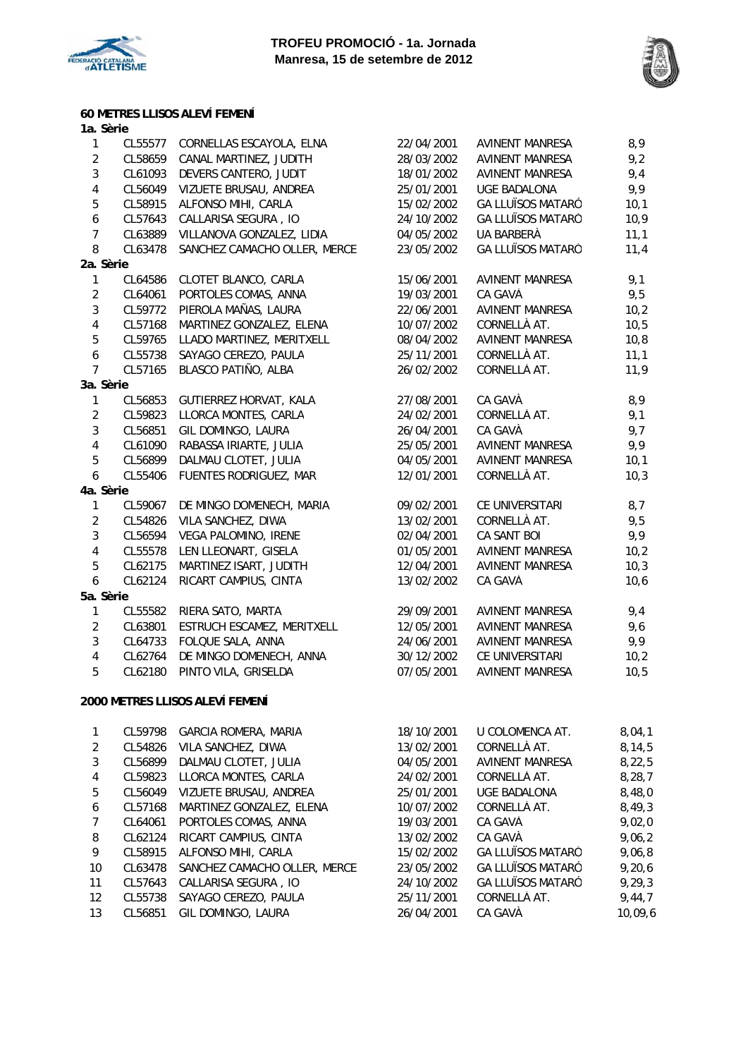**TROFEU PROMOCIÓ - 1a. Jornada**
**Manresa, 15 de setembre de 2012**

### 60 METRES LLISOS ALEVÍ FEMENÍ

**1a. Sèrie**

| | | | | | |
|---|---|---|---|---|---|
| 1 | CL55577 | CORNELLAS ESCAYOLA, ELNA | 22/04/2001 | AVINENT MANRESA | 8,9 |
| 2 | CL58659 | CANAL MARTINEZ, JUDITH | 28/03/2002 | AVINENT MANRESA | 9,2 |
| 3 | CL61093 | DEVERS CANTERO, JUDIT | 18/01/2002 | AVINENT MANRESA | 9,4 |
| 4 | CL56049 | VIZUETE BRUSAU, ANDREA | 25/01/2001 | UGE BADALONA | 9,9 |
| 5 | CL58915 | ALFONSO MIHI, CARLA | 15/02/2002 | GA LLUÏSOS MATARÓ | 10,1 |
| 6 | CL57643 | CALLARISA SEGURA , IO | 24/10/2002 | GA LLUÏSOS MATARÓ | 10,9 |
| 7 | CL63889 | VILLANOVA GONZALEZ, LIDIA | 04/05/2002 | UA BARBERÀ | 11,1 |
| 8 | CL63478 | SANCHEZ CAMACHO OLLER, MERCE | 23/05/2002 | GA LLUÏSOS MATARÓ | 11,4 |

**2a. Sèrie**

| | | | | | |
|---|---|---|---|---|---|
| 1 | CL64586 | CLOTET BLANCO, CARLA | 15/06/2001 | AVINENT MANRESA | 9,1 |
| 2 | CL64061 | PORTOLES COMAS, ANNA | 19/03/2001 | CA GAVÀ | 9,5 |
| 3 | CL59772 | PIEROLA MAÑAS, LAURA | 22/06/2001 | AVINENT MANRESA | 10,2 |
| 4 | CL57168 | MARTINEZ GONZALEZ, ELENA | 10/07/2002 | CORNELLÀ AT. | 10,5 |
| 5 | CL59765 | LLADO MARTINEZ, MERITXELL | 08/04/2002 | AVINENT MANRESA | 10,8 |
| 6 | CL55738 | SAYAGO CEREZO, PAULA | 25/11/2001 | CORNELLÀ AT. | 11,1 |
| 7 | CL57165 | BLASCO PATIÑO, ALBA | 26/02/2002 | CORNELLÀ AT. | 11,9 |

**3a. Sèrie**

| | | | | | |
|---|---|---|---|---|---|
| 1 | CL56853 | GUTIERREZ HORVAT, KALA | 27/08/2001 | CA GAVÀ | 8,9 |
| 2 | CL59823 | LLORCA MONTES, CARLA | 24/02/2001 | CORNELLÀ AT. | 9,1 |
| 3 | CL56851 | GIL DOMINGO, LAURA | 26/04/2001 | CA GAVÀ | 9,7 |
| 4 | CL61090 | RABASSA IRIARTE, JULIA | 25/05/2001 | AVINENT MANRESA | 9,9 |
| 5 | CL56899 | DALMAU CLOTET, JULIA | 04/05/2001 | AVINENT MANRESA | 10,1 |
| 6 | CL55406 | FUENTES RODRIGUEZ, MAR | 12/01/2001 | CORNELLÀ AT. | 10,3 |

**4a. Sèrie**

| | | | | | |
|---|---|---|---|---|---|
| 1 | CL59067 | DE MINGO DOMENECH, MARIA | 09/02/2001 | CE UNIVERSITARI | 8,7 |
| 2 | CL54826 | VILA SANCHEZ, DIWA | 13/02/2001 | CORNELLÀ AT. | 9,5 |
| 3 | CL56594 | VEGA PALOMINO, IRENE | 02/04/2001 | CA SANT BOI | 9,9 |
| 4 | CL55578 | LEN LLEONART, GISELA | 01/05/2001 | AVINENT MANRESA | 10,2 |
| 5 | CL62175 | MARTINEZ ISART, JUDITH | 12/04/2001 | AVINENT MANRESA | 10,3 |
| 6 | CL62124 | RICART CAMPIUS, CINTA | 13/02/2002 | CA GAVÀ | 10,6 |

**5a. Sèrie**

| | | | | | |
|---|---|---|---|---|---|
| 1 | CL55582 | RIERA SATO, MARTA | 29/09/2001 | AVINENT MANRESA | 9,4 |
| 2 | CL63801 | ESTRUCH ESCAMEZ, MERITXELL | 12/05/2001 | AVINENT MANRESA | 9,6 |
| 3 | CL64733 | FOLQUE SALA, ANNA | 24/06/2001 | AVINENT MANRESA | 9,9 |
| 4 | CL62764 | DE MINGO DOMENECH, ANNA | 30/12/2002 | CE UNIVERSITARI | 10,2 |
| 5 | CL62180 | PINTO VILA, GRISELDA | 07/05/2001 | AVINENT MANRESA | 10,5 |

### 2000 METRES LLISOS ALEVÍ FEMENÍ

| | | | | | |
|---|---|---|---|---|---|
| 1 | CL59798 | GARCIA ROMERA, MARIA | 18/10/2001 | U COLOMENCA AT. | 8,04,1 |
| 2 | CL54826 | VILA SANCHEZ, DIWA | 13/02/2001 | CORNELLÀ AT. | 8,14,5 |
| 3 | CL56899 | DALMAU CLOTET, JULIA | 04/05/2001 | AVINENT MANRESA | 8,22,5 |
| 4 | CL59823 | LLORCA MONTES, CARLA | 24/02/2001 | CORNELLÀ AT. | 8,28,7 |
| 5 | CL56049 | VIZUETE BRUSAU, ANDREA | 25/01/2001 | UGE BADALONA | 8,48,0 |
| 6 | CL57168 | MARTINEZ GONZALEZ, ELENA | 10/07/2002 | CORNELLÀ AT. | 8,49,3 |
| 7 | CL64061 | PORTOLES COMAS, ANNA | 19/03/2001 | CA GAVÀ | 9,02,0 |
| 8 | CL62124 | RICART CAMPIUS, CINTA | 13/02/2002 | CA GAVÀ | 9,06,2 |
| 9 | CL58915 | ALFONSO MIHI, CARLA | 15/02/2002 | GA LLUÏSOS MATARÓ | 9,06,8 |
| 10 | CL63478 | SANCHEZ CAMACHO OLLER, MERCE | 23/05/2002 | GA LLUÏSOS MATARÓ | 9,20,6 |
| 11 | CL57643 | CALLARISA SEGURA , IO | 24/10/2002 | GA LLUÏSOS MATARÓ | 9,29,3 |
| 12 | CL55738 | SAYAGO CEREZO, PAULA | 25/11/2001 | CORNELLÀ AT. | 9,44,7 |
| 13 | CL56851 | GIL DOMINGO, LAURA | 26/04/2001 | CA GAVÀ | 10,09,6 |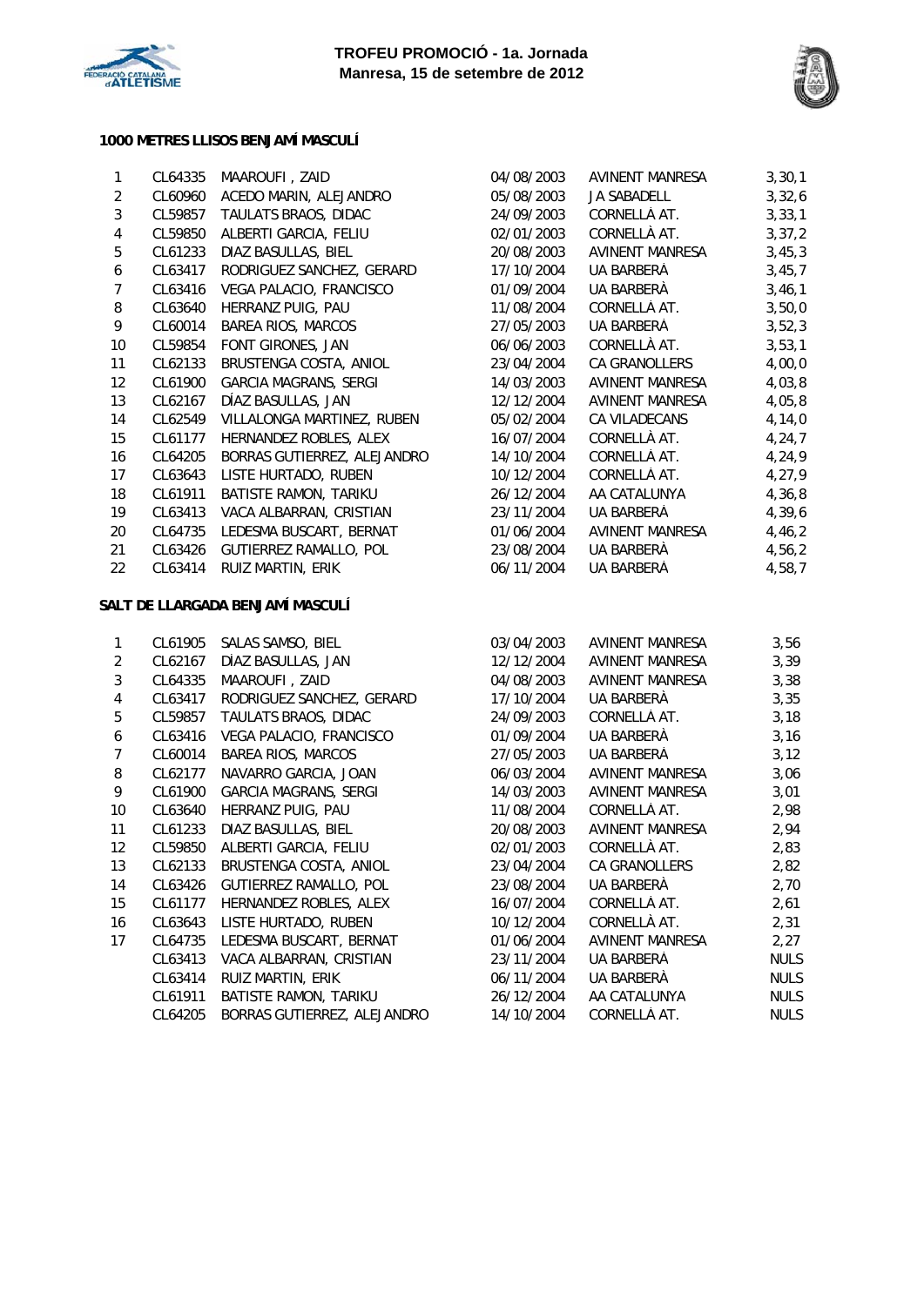**TROFEU PROMOCIÓ - 1a. Jornada**
**Manresa, 15 de setembre de 2012**

### 1000 METRES LLISOS BENJAMÍ MASCULÍ

| | | | | | |
|---|---|---|---|---|---|
| 1 | CL64335 | MAAROUFI , ZAID | 04/08/2003 | AVINENT MANRESA | 3,30,1 |
| 2 | CL60960 | ACEDO MARIN, ALEJANDRO | 05/08/2003 | JA SABADELL | 3,32,6 |
| 3 | CL59857 | TAULATS BRAOS, DIDAC | 24/09/2003 | CORNELLÀ AT. | 3,33,1 |
| 4 | CL59850 | ALBERTI GARCIA, FELIU | 02/01/2003 | CORNELLÀ AT. | 3,37,2 |
| 5 | CL61233 | DIAZ BASULLAS, BIEL | 20/08/2003 | AVINENT MANRESA | 3,45,3 |
| 6 | CL63417 | RODRIGUEZ SANCHEZ, GERARD | 17/10/2004 | UA BARBERÀ | 3,45,7 |
| 7 | CL63416 | VEGA PALACIO, FRANCISCO | 01/09/2004 | UA BARBERÀ | 3,46,1 |
| 8 | CL63640 | HERRANZ PUIG, PAU | 11/08/2004 | CORNELLÀ AT. | 3,50,0 |
| 9 | CL60014 | BAREA RIOS, MARCOS | 27/05/2003 | UA BARBERÀ | 3,52,3 |
| 10 | CL59854 | FONT GIRONES, JAN | 06/06/2003 | CORNELLÀ AT. | 3,53,1 |
| 11 | CL62133 | BRUSTENGA COSTA, ANIOL | 23/04/2004 | CA GRANOLLERS | 4,00,0 |
| 12 | CL61900 | GARCIA MAGRANS, SERGI | 14/03/2003 | AVINENT MANRESA | 4,03,8 |
| 13 | CL62167 | DÍAZ BASULLAS, JAN | 12/12/2004 | AVINENT MANRESA | 4,05,8 |
| 14 | CL62549 | VILLALONGA MARTINEZ, RUBEN | 05/02/2004 | CA VILADECANS | 4,14,0 |
| 15 | CL61177 | HERNANDEZ ROBLES, ALEX | 16/07/2004 | CORNELLÀ AT. | 4,24,7 |
| 16 | CL64205 | BORRAS GUTIERREZ, ALEJANDRO | 14/10/2004 | CORNELLÀ AT. | 4,24,9 |
| 17 | CL63643 | LISTE HURTADO, RUBEN | 10/12/2004 | CORNELLÀ AT. | 4,27,9 |
| 18 | CL61911 | BATISTE RAMON, TARIKU | 26/12/2004 | AA CATALUNYA | 4,36,8 |
| 19 | CL63413 | VACA ALBARRAN, CRISTIAN | 23/11/2004 | UA BARBERÀ | 4,39,6 |
| 20 | CL64735 | LEDESMA BUSCART, BERNAT | 01/06/2004 | AVINENT MANRESA | 4,46,2 |
| 21 | CL63426 | GUTIERREZ RAMALLO, POL | 23/08/2004 | UA BARBERÀ | 4,56,2 |
| 22 | CL63414 | RUIZ MARTIN, ERIK | 06/11/2004 | UA BARBERÀ | 4,58,7 |

### SALT DE LLARGADA BENJAMÍ MASCULÍ

| | | | | | |
|---|---|---|---|---|---|
| 1 | CL61905 | SALAS SAMSO, BIEL | 03/04/2003 | AVINENT MANRESA | 3,56 |
| 2 | CL62167 | DÍAZ BASULLAS, JAN | 12/12/2004 | AVINENT MANRESA | 3,39 |
| 3 | CL64335 | MAAROUFI , ZAID | 04/08/2003 | AVINENT MANRESA | 3,38 |
| 4 | CL63417 | RODRIGUEZ SANCHEZ, GERARD | 17/10/2004 | UA BARBERÀ | 3,35 |
| 5 | CL59857 | TAULATS BRAOS, DIDAC | 24/09/2003 | CORNELLÀ AT. | 3,18 |
| 6 | CL63416 | VEGA PALACIO, FRANCISCO | 01/09/2004 | UA BARBERÀ | 3,16 |
| 7 | CL60014 | BAREA RIOS, MARCOS | 27/05/2003 | UA BARBERÀ | 3,12 |
| 8 | CL62177 | NAVARRO GARCIA, JOAN | 06/03/2004 | AVINENT MANRESA | 3,06 |
| 9 | CL61900 | GARCIA MAGRANS, SERGI | 14/03/2003 | AVINENT MANRESA | 3,01 |
| 10 | CL63640 | HERRANZ PUIG, PAU | 11/08/2004 | CORNELLÀ AT. | 2,98 |
| 11 | CL61233 | DIAZ BASULLAS, BIEL | 20/08/2003 | AVINENT MANRESA | 2,94 |
| 12 | CL59850 | ALBERTI GARCIA, FELIU | 02/01/2003 | CORNELLÀ AT. | 2,83 |
| 13 | CL62133 | BRUSTENGA COSTA, ANIOL | 23/04/2004 | CA GRANOLLERS | 2,82 |
| 14 | CL63426 | GUTIERREZ RAMALLO, POL | 23/08/2004 | UA BARBERÀ | 2,70 |
| 15 | CL61177 | HERNANDEZ ROBLES, ALEX | 16/07/2004 | CORNELLÀ AT. | 2,61 |
| 16 | CL63643 | LISTE HURTADO, RUBEN | 10/12/2004 | CORNELLÀ AT. | 2,31 |
| 17 | CL64735 | LEDESMA BUSCART, BERNAT | 01/06/2004 | AVINENT MANRESA | 2,27 |
| | CL63413 | VACA ALBARRAN, CRISTIAN | 23/11/2004 | UA BARBERÀ | NULS |
| | CL63414 | RUIZ MARTIN, ERIK | 06/11/2004 | UA BARBERÀ | NULS |
| | CL61911 | BATISTE RAMON, TARIKU | 26/12/2004 | AA CATALUNYA | NULS |
| | CL64205 | BORRAS GUTIERREZ, ALEJANDRO | 14/10/2004 | CORNELLÀ AT. | NULS |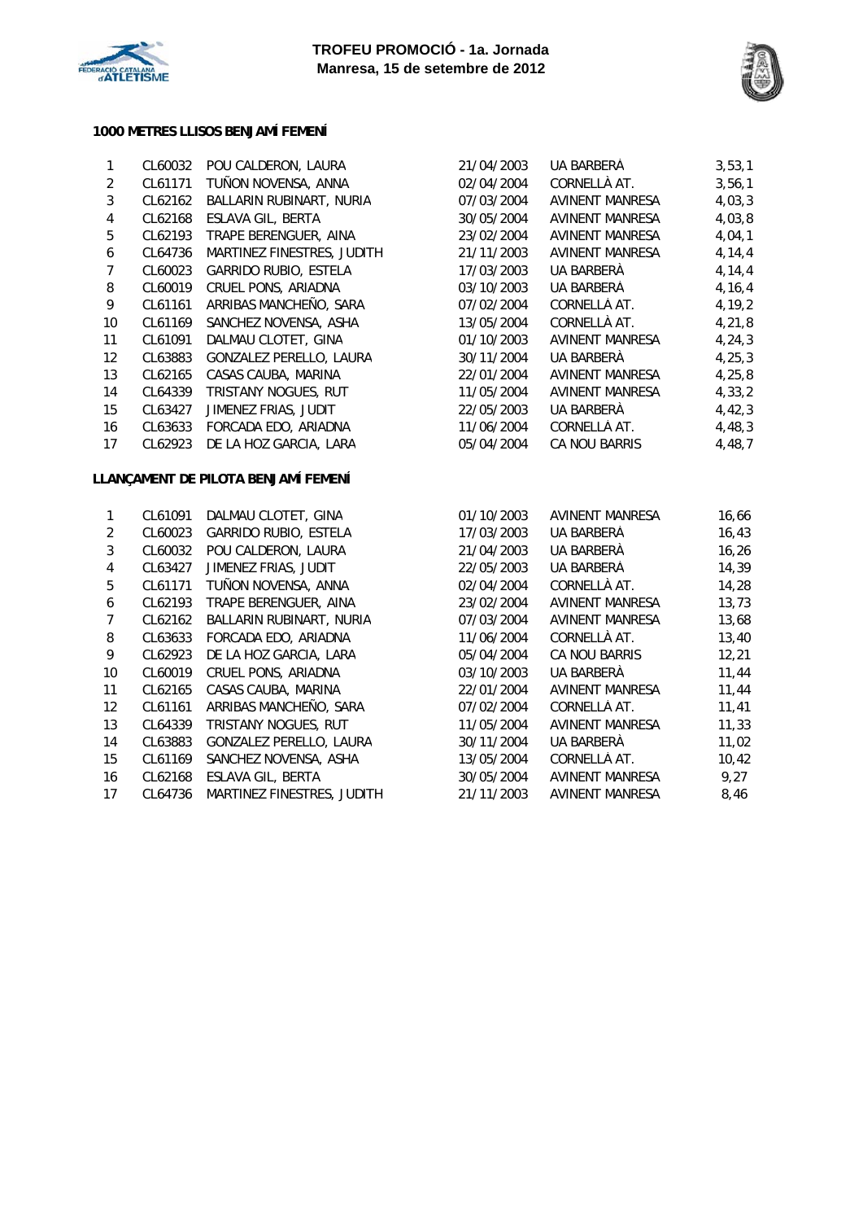**TROFEU PROMOCIÓ - 1a. Jornada**
**Manresa, 15 de setembre de 2012**

### 1000 METRES LLISOS BENJAMÍ FEMENÍ

| | | | | | |
|---|---|---|---|---|---|
| 1 | CL60032 | POU CALDERON, LAURA | 21/04/2003 | UA BARBERÀ | 3,53,1 |
| 2 | CL61171 | TUÑON NOVENSA, ANNA | 02/04/2004 | CORNELLÀ AT. | 3,56,1 |
| 3 | CL62162 | BALLARIN RUBINART, NURIA | 07/03/2004 | AVINENT MANRESA | 4,03,3 |
| 4 | CL62168 | ESLAVA GIL, BERTA | 30/05/2004 | AVINENT MANRESA | 4,03,8 |
| 5 | CL62193 | TRAPE BERENGUER, AINA | 23/02/2004 | AVINENT MANRESA | 4,04,1 |
| 6 | CL64736 | MARTINEZ FINESTRES, JUDITH | 21/11/2003 | AVINENT MANRESA | 4,14,4 |
| 7 | CL60023 | GARRIDO RUBIO, ESTELA | 17/03/2003 | UA BARBERÀ | 4,14,4 |
| 8 | CL60019 | CRUEL PONS, ARIADNA | 03/10/2003 | UA BARBERÀ | 4,16,4 |
| 9 | CL61161 | ARRIBAS MANCHEÑO, SARA | 07/02/2004 | CORNELLÀ AT. | 4,19,2 |
| 10 | CL61169 | SANCHEZ NOVENSA, ASHA | 13/05/2004 | CORNELLÀ AT. | 4,21,8 |
| 11 | CL61091 | DALMAU CLOTET, GINA | 01/10/2003 | AVINENT MANRESA | 4,24,3 |
| 12 | CL63883 | GONZALEZ PERELLO, LAURA | 30/11/2004 | UA BARBERÀ | 4,25,3 |
| 13 | CL62165 | CASAS CAUBA, MARINA | 22/01/2004 | AVINENT MANRESA | 4,25,8 |
| 14 | CL64339 | TRISTANY NOGUES, RUT | 11/05/2004 | AVINENT MANRESA | 4,33,2 |
| 15 | CL63427 | JIMENEZ FRIAS, JUDIT | 22/05/2003 | UA BARBERÀ | 4,42,3 |
| 16 | CL63633 | FORCADA EDO, ARIADNA | 11/06/2004 | CORNELLÀ AT. | 4,48,3 |
| 17 | CL62923 | DE LA HOZ GARCIA, LARA | 05/04/2004 | CA NOU BARRIS | 4,48,7 |

### LLANÇAMENT DE PILOTA BENJAMÍ FEMENÍ

| | | | | | |
|---|---|---|---|---|---|
| 1 | CL61091 | DALMAU CLOTET, GINA | 01/10/2003 | AVINENT MANRESA | 16,66 |
| 2 | CL60023 | GARRIDO RUBIO, ESTELA | 17/03/2003 | UA BARBERÀ | 16,43 |
| 3 | CL60032 | POU CALDERON, LAURA | 21/04/2003 | UA BARBERÀ | 16,26 |
| 4 | CL63427 | JIMENEZ FRIAS, JUDIT | 22/05/2003 | UA BARBERÀ | 14,39 |
| 5 | CL61171 | TUÑON NOVENSA, ANNA | 02/04/2004 | CORNELLÀ AT. | 14,28 |
| 6 | CL62193 | TRAPE BERENGUER, AINA | 23/02/2004 | AVINENT MANRESA | 13,73 |
| 7 | CL62162 | BALLARIN RUBINART, NURIA | 07/03/2004 | AVINENT MANRESA | 13,68 |
| 8 | CL63633 | FORCADA EDO, ARIADNA | 11/06/2004 | CORNELLÀ AT. | 13,40 |
| 9 | CL62923 | DE LA HOZ GARCIA, LARA | 05/04/2004 | CA NOU BARRIS | 12,21 |
| 10 | CL60019 | CRUEL PONS, ARIADNA | 03/10/2003 | UA BARBERÀ | 11,44 |
| 11 | CL62165 | CASAS CAUBA, MARINA | 22/01/2004 | AVINENT MANRESA | 11,44 |
| 12 | CL61161 | ARRIBAS MANCHEÑO, SARA | 07/02/2004 | CORNELLÀ AT. | 11,41 |
| 13 | CL64339 | TRISTANY NOGUES, RUT | 11/05/2004 | AVINENT MANRESA | 11,33 |
| 14 | CL63883 | GONZALEZ PERELLO, LAURA | 30/11/2004 | UA BARBERÀ | 11,02 |
| 15 | CL61169 | SANCHEZ NOVENSA, ASHA | 13/05/2004 | CORNELLÀ AT. | 10,42 |
| 16 | CL62168 | ESLAVA GIL, BERTA | 30/05/2004 | AVINENT MANRESA | 9,27 |
| 17 | CL64736 | MARTINEZ FINESTRES, JUDITH | 21/11/2003 | AVINENT MANRESA | 8,46 |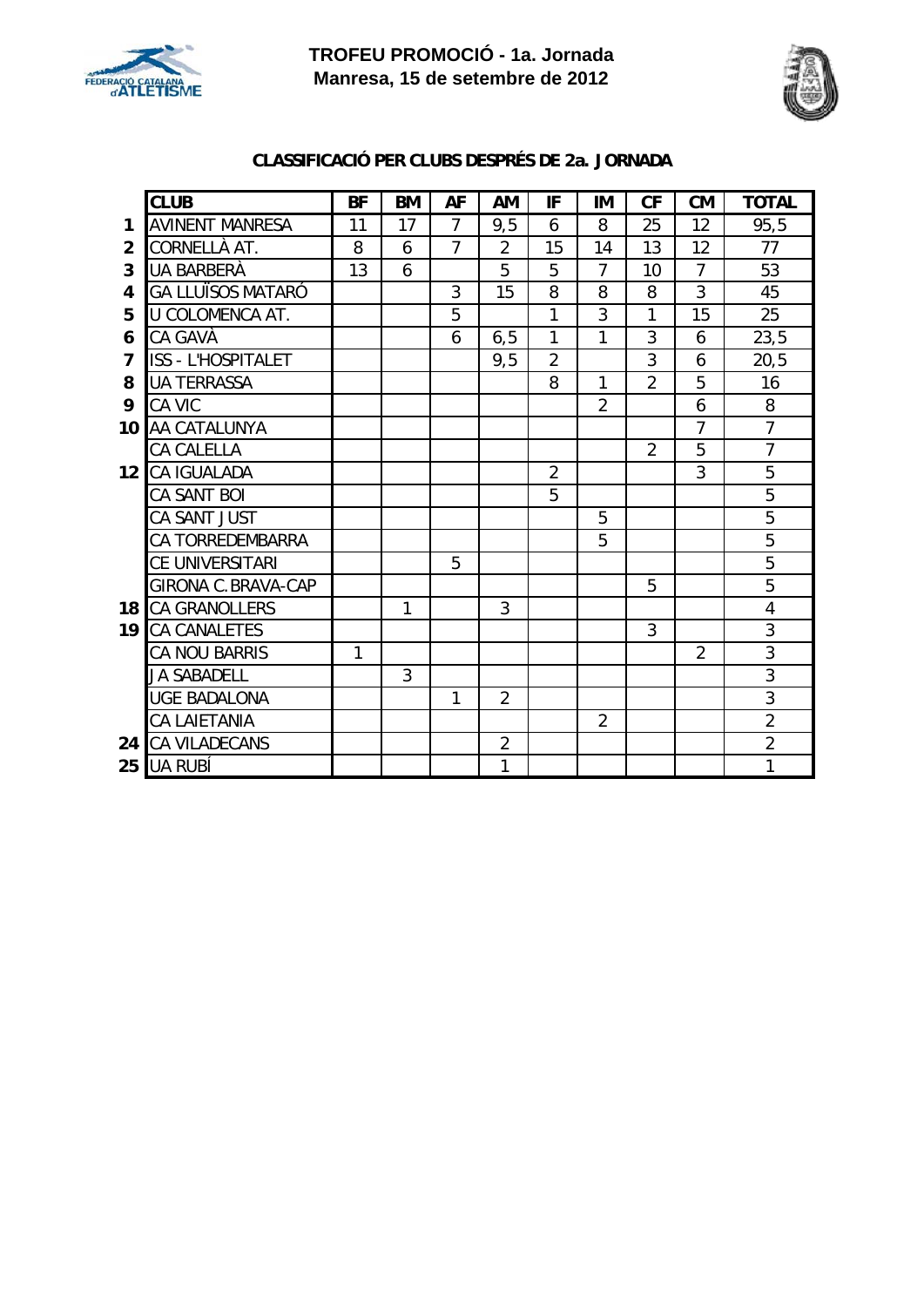**TROFEU PROMOCIÓ - 1a. Jornada**
**Manresa, 15 de setembre de 2012**

## CLASSIFICACIÓ PER CLUBS DESPRÉS DE 2a. JORNADA

| | CLUB | BF | BM | AF | AM | IF | IM | CF | CM | TOTAL |
|---|---|---|---|---|---|---|---|---|---|---|
| 1 | AVINENT MANRESA | 11 | 17 | 7 | 9,5 | 6 | 8 | 25 | 12 | 95,5 |
| 2 | CORNELLÀ AT. | 8 | 6 | 7 | 2 | 15 | 14 | 13 | 12 | 77 |
| 3 | UA BARBERÀ | 13 | 6 | | 5 | 5 | 7 | 10 | 7 | 53 |
| 4 | GA LLUÏSOS MATARÓ | | | 3 | 15 | 8 | 8 | 8 | 3 | 45 |
| 5 | U COLOMENCA AT. | | | 5 | | 1 | 3 | 1 | 15 | 25 |
| 6 | CA GAVÀ | | | 6 | 6,5 | 1 | 1 | 3 | 6 | 23,5 |
| 7 | ISS - L'HOSPITALET | | | | 9,5 | 2 | | 3 | 6 | 20,5 |
| 8 | UA TERRASSA | | | | | 8 | 1 | 2 | 5 | 16 |
| 9 | CA VIC | | | | | | 2 | | 6 | 8 |
| 10 | AA CATALUNYA | | | | | | | | 7 | 7 |
| | CA CALELLA | | | | | | | 2 | 5 | 7 |
| 12 | CA IGUALADA | | | | | 2 | | | 3 | 5 |
| | CA SANT BOI | | | | | 5 | | | | 5 |
| | CA SANT JUST | | | | | | 5 | | | 5 |
| | CA TORREDEMBARRA | | | | | | 5 | | | 5 |
| | CE UNIVERSITARI | | | 5 | | | | | | 5 |
| | GIRONA C. BRAVA-CAP | | | | | | | 5 | | 5 |
| 18 | CA GRANOLLERS | | 1 | | 3 | | | | | 4 |
| 19 | CA CANALETES | | | | | | | 3 | | 3 |
| | CA NOU BARRIS | 1 | | | | | | | 2 | 3 |
| | JA SABADELL | | 3 | | | | | | | 3 |
| | UGE BADALONA | | | 1 | 2 | | | | | 3 |
| | CA LAIETANIA | | | | | | 2 | | | 2 |
| 24 | CA VILADECANS | | | | 2 | | | | | 2 |
| 25 | UA RUBÍ | | | | 1 | | | | | 1 |